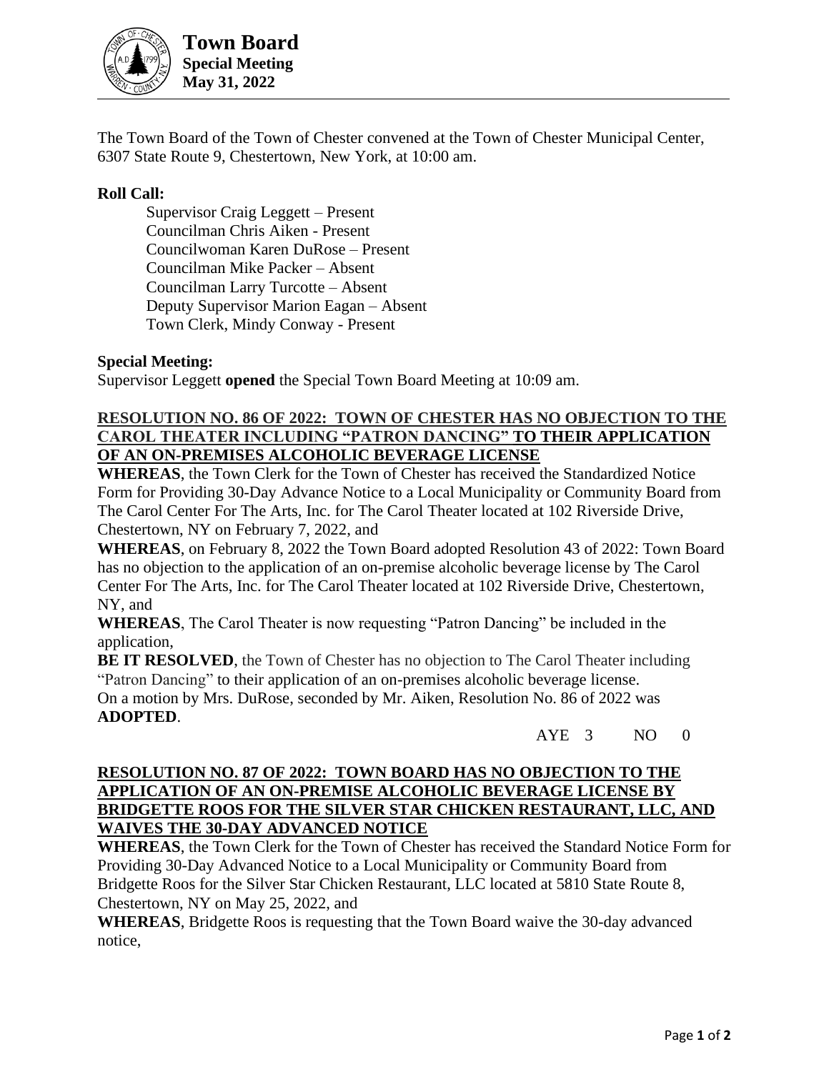# Town Board
**Special Meeting**
**May 31, 2022**

The Town Board of the Town of Chester convened at the Town of Chester Municipal Center, 6307 State Route 9, Chestertown, New York, at 10:00 am.

**Roll Call:**

Supervisor Craig Leggett – Present
Councilman Chris Aiken - Present
Councilwoman Karen DuRose – Present
Councilman Mike Packer – Absent
Councilman Larry Turcotte – Absent
Deputy Supervisor Marion Eagan – Absent
Town Clerk, Mindy Conway - Present

**Special Meeting:**

Supervisor Leggett **opened** the Special Town Board Meeting at 10:09 am.

**RESOLUTION NO. 86 OF 2022: TOWN OF CHESTER HAS NO OBJECTION TO THE CAROL THEATER INCLUDING "PATRON DANCING" TO THEIR APPLICATION OF AN ON-PREMISES ALCOHOLIC BEVERAGE LICENSE**

**WHEREAS**, the Town Clerk for the Town of Chester has received the Standardized Notice Form for Providing 30-Day Advance Notice to a Local Municipality or Community Board from The Carol Center For The Arts, Inc. for The Carol Theater located at 102 Riverside Drive, Chestertown, NY on February 7, 2022, and

**WHEREAS**, on February 8, 2022 the Town Board adopted Resolution 43 of 2022: Town Board has no objection to the application of an on-premise alcoholic beverage license by The Carol Center For The Arts, Inc. for The Carol Theater located at 102 Riverside Drive, Chestertown, NY, and

**WHEREAS**, The Carol Theater is now requesting "Patron Dancing" be included in the application,

**BE IT RESOLVED**, the Town of Chester has no objection to The Carol Theater including "Patron Dancing" to their application of an on-premises alcoholic beverage license.

On a motion by Mrs. DuRose, seconded by Mr. Aiken, Resolution No. 86 of 2022 was **ADOPTED**.

AYE 3 NO 0

**RESOLUTION NO. 87 OF 2022: TOWN BOARD HAS NO OBJECTION TO THE APPLICATION OF AN ON-PREMISE ALCOHOLIC BEVERAGE LICENSE BY BRIDGETTE ROOS FOR THE SILVER STAR CHICKEN RESTAURANT, LLC, AND WAIVES THE 30-DAY ADVANCED NOTICE**

**WHEREAS**, the Town Clerk for the Town of Chester has received the Standard Notice Form for Providing 30-Day Advanced Notice to a Local Municipality or Community Board from Bridgette Roos for the Silver Star Chicken Restaurant, LLC located at 5810 State Route 8, Chestertown, NY on May 25, 2022, and

**WHEREAS**, Bridgette Roos is requesting that the Town Board waive the 30-day advanced notice,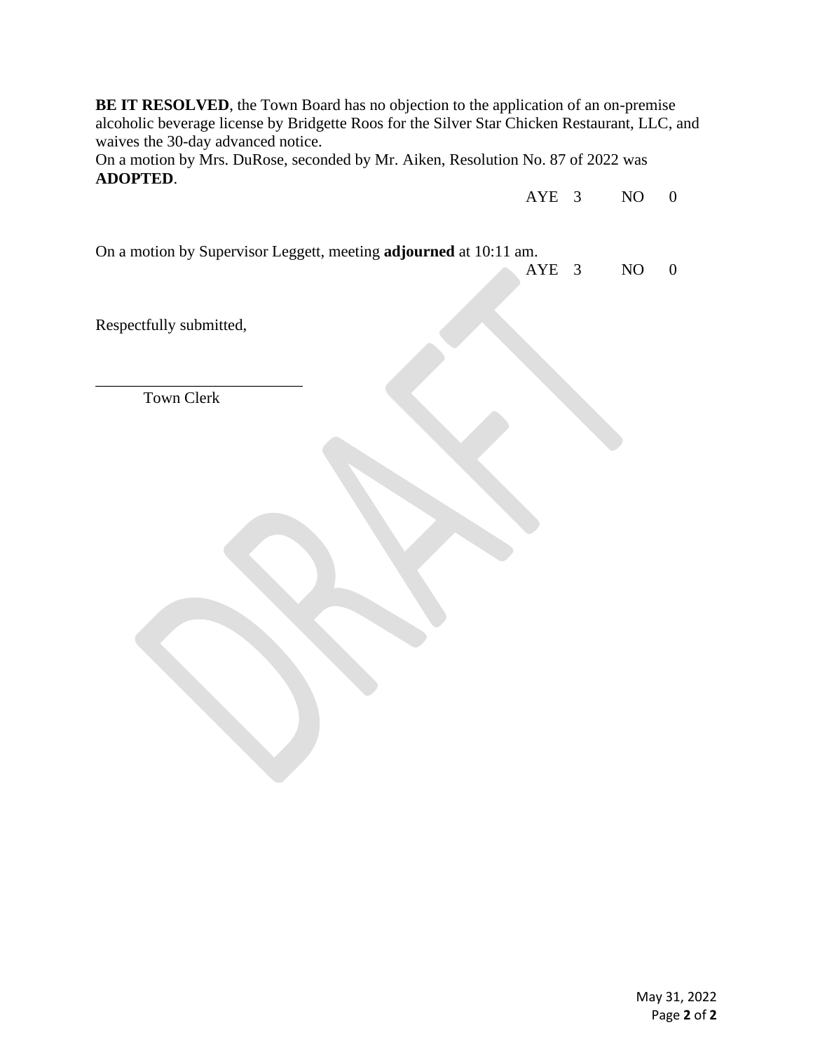**BE IT RESOLVED**, the Town Board has no objection to the application of an on-premise alcoholic beverage license by Bridgette Roos for the Silver Star Chicken Restaurant, LLC, and waives the 30-day advanced notice.

On a motion by Mrs. DuRose, seconded by Mr. Aiken, Resolution No. 87 of 2022 was **ADOPTED**.

AYE 3 NO 0

On a motion by Supervisor Leggett, meeting **adjourned** at 10:11 am.

AYE 3 NO 0

Respectfully submitted,

___________________________

Town Clerk